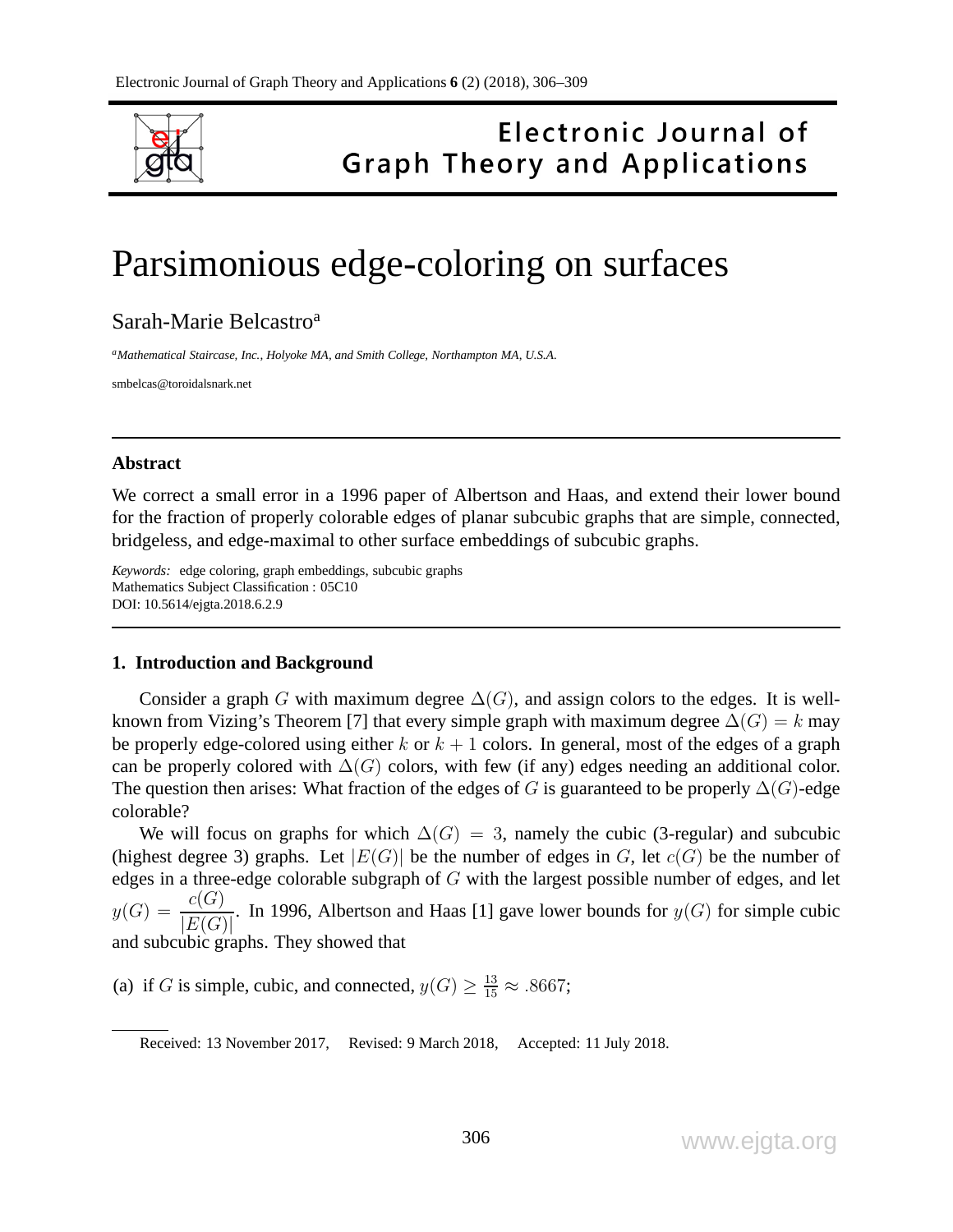# Parsimonious edge-coloring on surfaces

Sarah-Marie Belcastro[a]

[a]*Mathematical Staircase, Inc., Holyoke MA, and Smith College, Northampton MA, U.S.A.*

smbelcas@toroidalsnark.net

---

### Abstract

We correct a small error in a 1996 paper of Albertson and Haas, and extend their lower bound for the fraction of properly colorable edges of planar subcubic graphs that are simple, connected, bridgeless, and edge-maximal to other surface embeddings of subcubic graphs.

*Keywords:* edge coloring, graph embeddings, subcubic graphs
Mathematics Subject Classification : 05C10
DOI: 10.5614/ejgta.2018.6.2.9

---

### 1. Introduction and Background

Consider a graph $G$ with maximum degree $\Delta(G)$, and assign colors to the edges. It is well-known from Vizing's Theorem [7] that every simple graph with maximum degree $\Delta(G) = k$ may be properly edge-colored using either $k$ or $k + 1$ colors. In general, most of the edges of a graph can be properly colored with $\Delta(G)$ colors, with few (if any) edges needing an additional color. The question then arises: What fraction of the edges of $G$ is guaranteed to be properly $\Delta(G)$-edge colorable?

We will focus on graphs for which $\Delta(G) = 3$, namely the cubic (3-regular) and subcubic (highest degree 3) graphs. Let $|E(G)|$ be the number of edges in $G$, let $c(G)$ be the number of edges in a three-edge colorable subgraph of $G$ with the largest possible number of edges, and let $y(G) = \dfrac{c(G)}{|E(G)|}$. In 1996, Albertson and Haas [1] gave lower bounds for $y(G)$ for simple cubic and subcubic graphs. They showed that

(a) if $G$ is simple, cubic, and connected, $y(G) \geq \frac{13}{15} \approx .8667$;

Received: 13 November 2017, Revised: 9 March 2018, Accepted: 11 July 2018.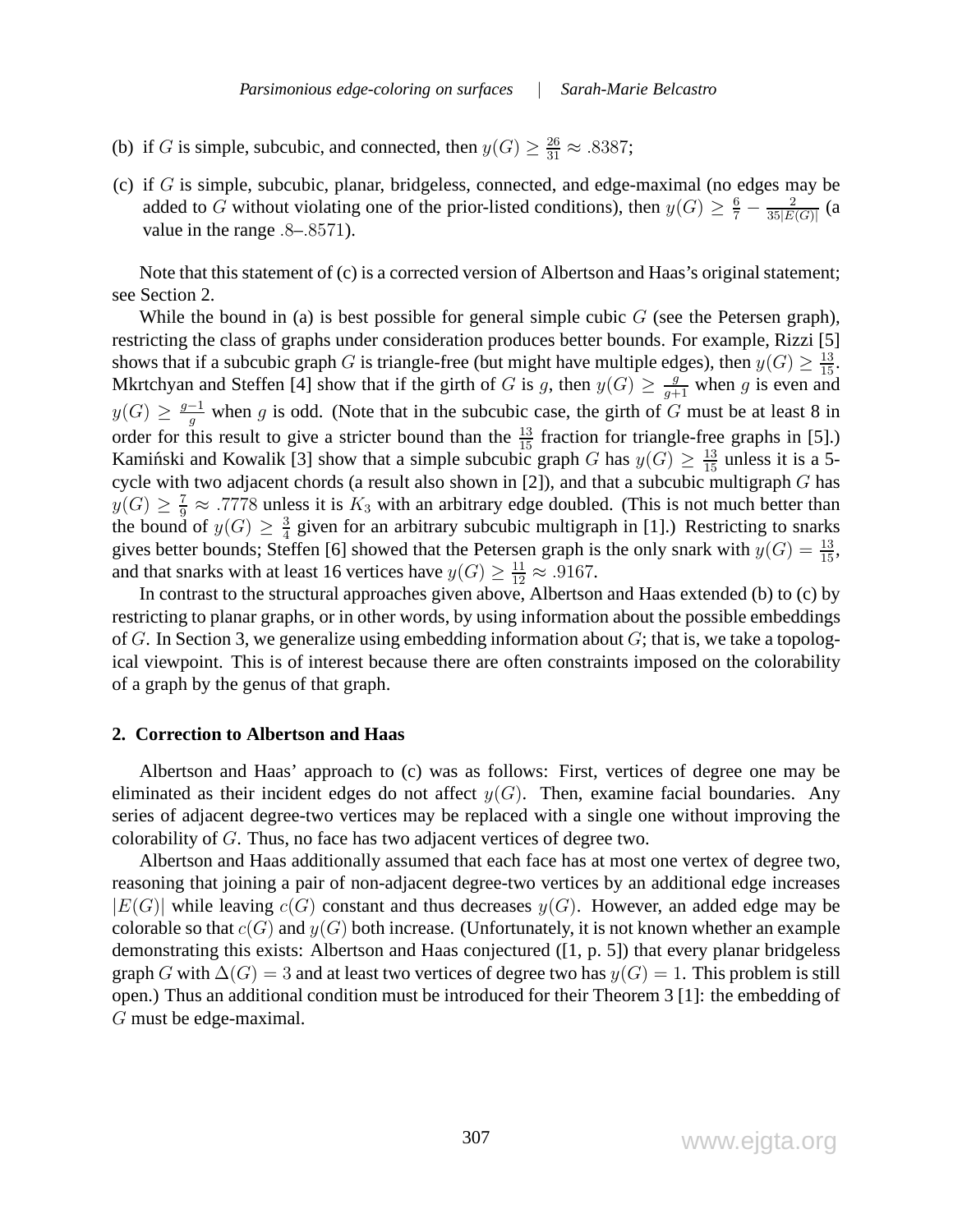(b) if $G$ is simple, subcubic, and connected, then $y(G) \geq \frac{26}{31} \approx .8387$;

(c) if $G$ is simple, subcubic, planar, bridgeless, connected, and edge-maximal (no edges may be added to $G$ without violating one of the prior-listed conditions), then $y(G) \geq \frac{6}{7} - \frac{2}{35|E(G)|}$ (a value in the range $.8$–$.8571$).

Note that this statement of (c) is a corrected version of Albertson and Haas's original statement; see Section 2.

While the bound in (a) is best possible for general simple cubic $G$ (see the Petersen graph), restricting the class of graphs under consideration produces better bounds. For example, Rizzi [5] shows that if a subcubic graph $G$ is triangle-free (but might have multiple edges), then $y(G) \geq \frac{13}{15}$. Mkrtchyan and Steffen [4] show that if the girth of $G$ is $g$, then $y(G) \geq \frac{g}{g+1}$ when $g$ is even and $y(G) \geq \frac{g-1}{g}$ when $g$ is odd. (Note that in the subcubic case, the girth of $G$ must be at least 8 in order for this result to give a stricter bound than the $\frac{13}{15}$ fraction for triangle-free graphs in [5].) Kamiński and Kowalik [3] show that a simple subcubic graph $G$ has $y(G) \geq \frac{13}{15}$ unless it is a 5-cycle with two adjacent chords (a result also shown in [2]), and that a subcubic multigraph $G$ has $y(G) \geq \frac{7}{9} \approx .7778$ unless it is $K_3$ with an arbitrary edge doubled. (This is not much better than the bound of $y(G) \geq \frac{3}{4}$ given for an arbitrary subcubic multigraph in [1].) Restricting to snarks gives better bounds; Steffen [6] showed that the Petersen graph is the only snark with $y(G) = \frac{13}{15}$, and that snarks with at least 16 vertices have $y(G) \geq \frac{11}{12} \approx .9167$.

In contrast to the structural approaches given above, Albertson and Haas extended (b) to (c) by restricting to planar graphs, or in other words, by using information about the possible embeddings of $G$. In Section 3, we generalize using embedding information about $G$; that is, we take a topological viewpoint. This is of interest because there are often constraints imposed on the colorability of a graph by the genus of that graph.

## 2. Correction to Albertson and Haas

Albertson and Haas' approach to (c) was as follows: First, vertices of degree one may be eliminated as their incident edges do not affect $y(G)$. Then, examine facial boundaries. Any series of adjacent degree-two vertices may be replaced with a single one without improving the colorability of $G$. Thus, no face has two adjacent vertices of degree two.

Albertson and Haas additionally assumed that each face has at most one vertex of degree two, reasoning that joining a pair of non-adjacent degree-two vertices by an additional edge increases $|E(G)|$ while leaving $c(G)$ constant and thus decreases $y(G)$. However, an added edge may be colorable so that $c(G)$ and $y(G)$ both increase. (Unfortunately, it is not known whether an example demonstrating this exists: Albertson and Haas conjectured ([1, p. 5]) that every planar bridgeless graph $G$ with $\Delta(G) = 3$ and at least two vertices of degree two has $y(G) = 1$. This problem is still open.) Thus an additional condition must be introduced for their Theorem 3 [1]: the embedding of $G$ must be edge-maximal.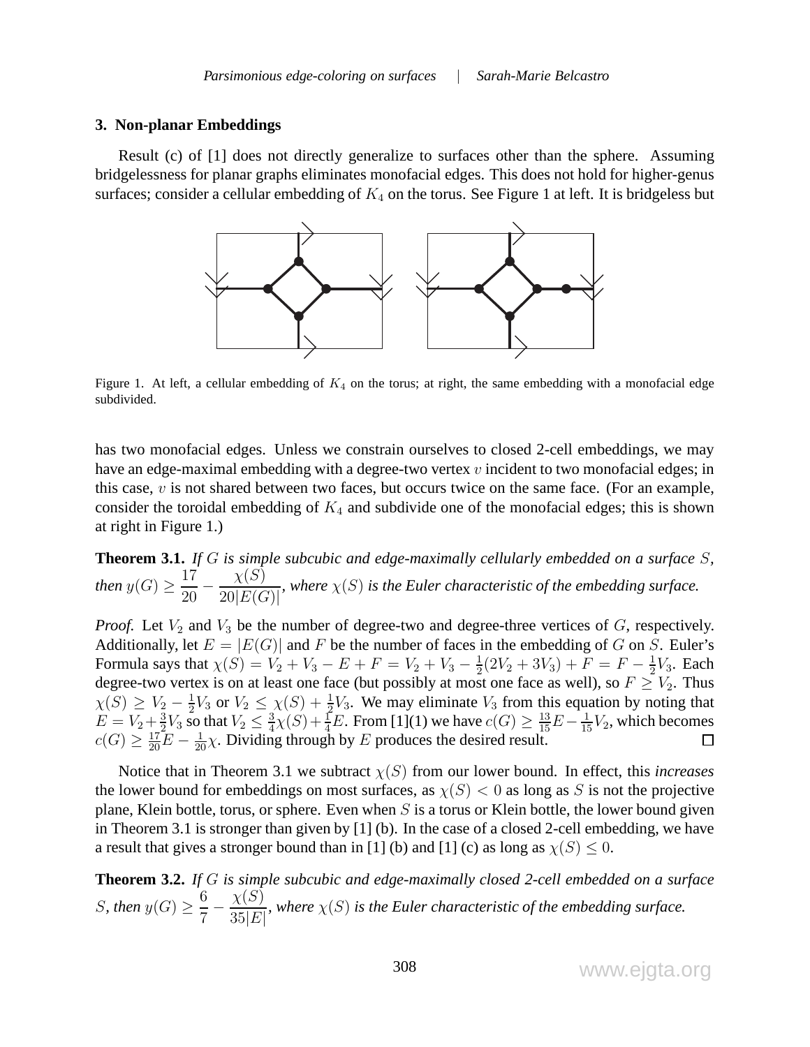### 3. Non-planar Embeddings

Result (c) of [1] does not directly generalize to surfaces other than the sphere. Assuming bridgelessness for planar graphs eliminates monofacial edges. This does not hold for higher-genus surfaces; consider a cellular embedding of $K_4$ on the torus. See Figure 1 at left. It is bridgeless but

Figure 1. At left, a cellular embedding of $K_4$ on the torus; at right, the same embedding with a monofacial edge subdivided.

has two monofacial edges. Unless we constrain ourselves to closed 2-cell embeddings, we may have an edge-maximal embedding with a degree-two vertex $v$ incident to two monofacial edges; in this case, $v$ is not shared between two faces, but occurs twice on the same face. (For an example, consider the toroidal embedding of $K_4$ and subdivide one of the monofacial edges; this is shown at right in Figure 1.)

**Theorem 3.1.** *If $G$ is simple subcubic and edge-maximally cellularly embedded on a surface $S$, then $y(G) \geq \dfrac{17}{20} - \dfrac{\chi(S)}{20|E(G)|}$, where $\chi(S)$ is the Euler characteristic of the embedding surface.*

*Proof.* Let $V_2$ and $V_3$ be the number of degree-two and degree-three vertices of $G$, respectively. Additionally, let $E = |E(G)|$ and $F$ be the number of faces in the embedding of $G$ on $S$. Euler's Formula says that $\chi(S) = V_2 + V_3 - E + F = V_2 + V_3 - \frac{1}{2}(2V_2 + 3V_3) + F = F - \frac{1}{2}V_3$. Each degree-two vertex is on at least one face (but possibly at most one face as well), so $F \geq V_2$. Thus $\chi(S) \geq V_2 - \frac{1}{2}V_3$ or $V_2 \leq \chi(S) + \frac{1}{2}V_3$. We may eliminate $V_3$ from this equation by noting that $E = V_2 + \frac{3}{2}V_3$ so that $V_2 \leq \frac{3}{4}\chi(S) + \frac{1}{4}E$. From [1](1) we have $c(G) \geq \frac{13}{15}E - \frac{1}{15}V_2$, which becomes $c(G) \geq \frac{17}{20}E - \frac{1}{20}\chi$. Dividing through by $E$ produces the desired result. □

Notice that in Theorem 3.1 we subtract $\chi(S)$ from our lower bound. In effect, this *increases* the lower bound for embeddings on most surfaces, as $\chi(S) < 0$ as long as $S$ is not the projective plane, Klein bottle, torus, or sphere. Even when $S$ is a torus or Klein bottle, the lower bound given in Theorem 3.1 is stronger than given by [1] (b). In the case of a closed 2-cell embedding, we have a result that gives a stronger bound than in [1] (b) and [1] (c) as long as $\chi(S) \leq 0$.

**Theorem 3.2.** *If $G$ is simple subcubic and edge-maximally closed 2-cell embedded on a surface $S$, then $y(G) \geq \dfrac{6}{7} - \dfrac{\chi(S)}{35|E|}$, where $\chi(S)$ is the Euler characteristic of the embedding surface.*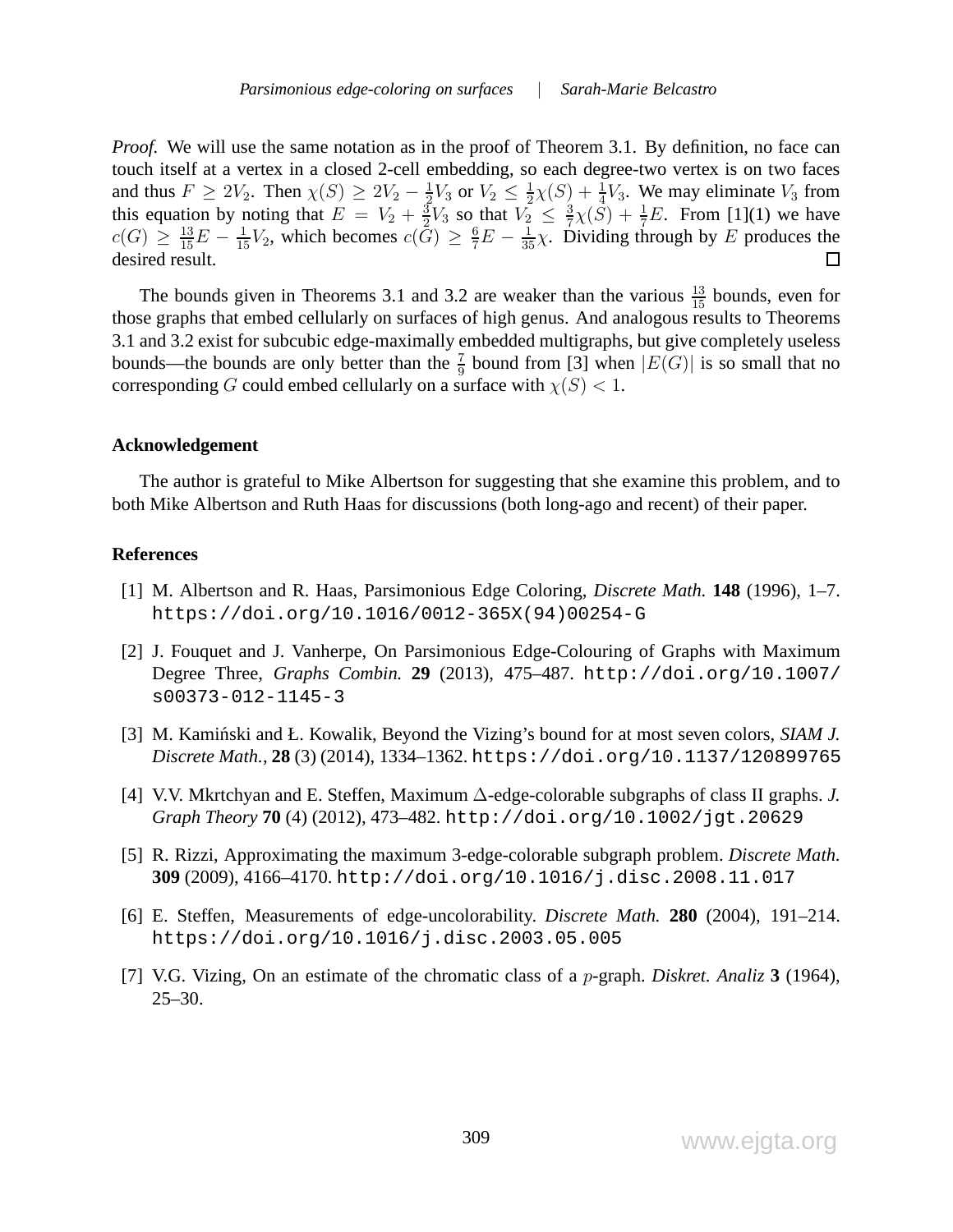*Proof.* We will use the same notation as in the proof of Theorem 3.1. By definition, no face can touch itself at a vertex in a closed 2-cell embedding, so each degree-two vertex is on two faces and thus $F \geq 2V_2$. Then $\chi(S) \geq 2V_2 - \frac{1}{2}V_3$ or $V_2 \leq \frac{1}{2}\chi(S) + \frac{1}{4}V_3$. We may eliminate $V_3$ from this equation by noting that $E = V_2 + \frac{3}{2}V_3$ so that $V_2 \leq \frac{3}{7}\chi(S) + \frac{1}{7}E$. From [1](1) we have $c(G) \geq \frac{13}{15}E - \frac{1}{15}V_2$, which becomes $c(G) \geq \frac{6}{7}E - \frac{1}{35}\chi$. Dividing through by $E$ produces the desired result. □

The bounds given in Theorems 3.1 and 3.2 are weaker than the various $\frac{13}{15}$ bounds, even for those graphs that embed cellularly on surfaces of high genus. And analogous results to Theorems 3.1 and 3.2 exist for subcubic edge-maximally embedded multigraphs, but give completely useless bounds—the bounds are only better than the $\frac{7}{9}$ bound from [3] when $|E(G)|$ is so small that no corresponding $G$ could embed cellularly on a surface with $\chi(S) < 1$.

## Acknowledgement

The author is grateful to Mike Albertson for suggesting that she examine this problem, and to both Mike Albertson and Ruth Haas for discussions (both long-ago and recent) of their paper.

## References

[1] M. Albertson and R. Haas, Parsimonious Edge Coloring, *Discrete Math.* **148** (1996), 1–7. https://doi.org/10.1016/0012-365X(94)00254-G

[2] J. Fouquet and J. Vanherpe, On Parsimonious Edge-Colouring of Graphs with Maximum Degree Three, *Graphs Combin.* **29** (2013), 475–487. http://doi.org/10.1007/s00373-012-1145-3

[3] M. Kamiński and Ł. Kowalik, Beyond the Vizing's bound for at most seven colors, *SIAM J. Discrete Math.*, **28** (3) (2014), 1334–1362. https://doi.org/10.1137/120899765

[4] V.V. Mkrtchyan and E. Steffen, Maximum $\Delta$-edge-colorable subgraphs of class II graphs. *J. Graph Theory* **70** (4) (2012), 473–482. http://doi.org/10.1002/jgt.20629

[5] R. Rizzi, Approximating the maximum 3-edge-colorable subgraph problem. *Discrete Math.* **309** (2009), 4166–4170. http://doi.org/10.1016/j.disc.2008.11.017

[6] E. Steffen, Measurements of edge-uncolorability. *Discrete Math.* **280** (2004), 191–214. https://doi.org/10.1016/j.disc.2003.05.005

[7] V.G. Vizing, On an estimate of the chromatic class of a $p$-graph. *Diskret. Analiz* **3** (1964), 25–30.